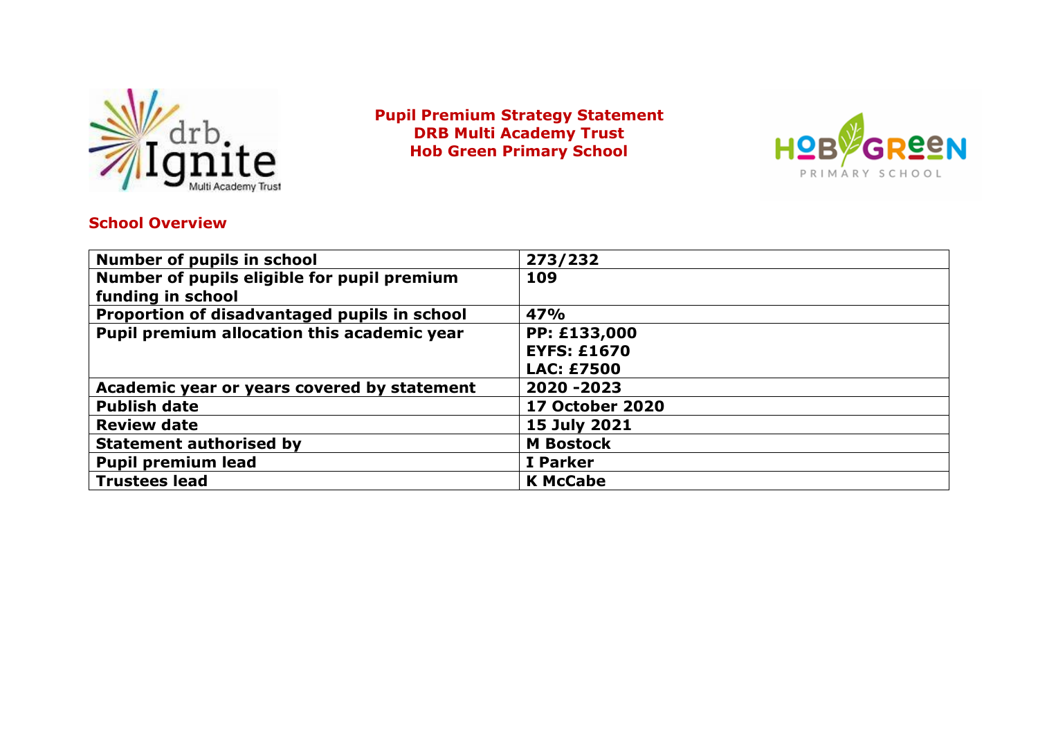# Pupil Premium Strategy Statement
# DRB Multi Academy Trust
# Hob Green Primary School

## School Overview

| | |
|---|---|
| **Number of pupils in school** | **273/232** |
| **Number of pupils eligible for pupil premium funding in school** | **109** |
| **Proportion of disadvantaged pupils in school** | **47%** |
| **Pupil premium allocation this academic year** | **PP: £133,000**<br>**EYFS: £1670**<br>**LAC: £7500** |
| **Academic year or years covered by statement** | **2020 -2023** |
| **Publish date** | **17 October 2020** |
| **Review date** | **15 July 2021** |
| **Statement authorised by** | **M Bostock** |
| **Pupil premium lead** | **I Parker** |
| **Trustees lead** | **K McCabe** |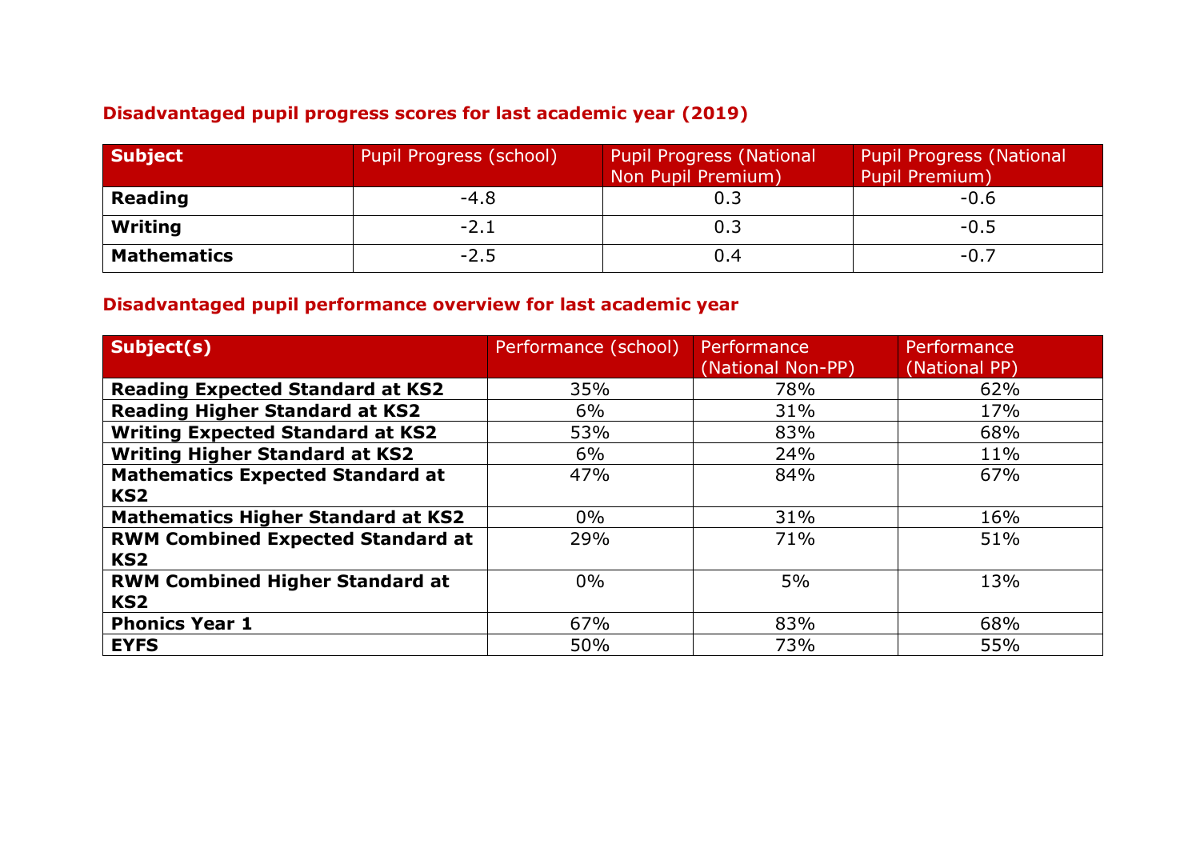### Disadvantaged pupil progress scores for last academic year (2019)

| Subject | Pupil Progress (school) | Pupil Progress (National Non Pupil Premium) | Pupil Progress (National Pupil Premium) |
|---|---|---|---|
| **Reading** | -4.8 | 0.3 | -0.6 |
| **Writing** | -2.1 | 0.3 | -0.5 |
| **Mathematics** | -2.5 | 0.4 | -0.7 |

### Disadvantaged pupil performance overview for last academic year

| Subject(s) | Performance (school) | Performance (National Non-PP) | Performance (National PP) |
|---|---|---|---|
| **Reading Expected Standard at KS2** | 35% | 78% | 62% |
| **Reading Higher Standard at KS2** | 6% | 31% | 17% |
| **Writing Expected Standard at KS2** | 53% | 83% | 68% |
| **Writing Higher Standard at KS2** | 6% | 24% | 11% |
| **Mathematics Expected Standard at KS2** | 47% | 84% | 67% |
| **Mathematics Higher Standard at KS2** | 0% | 31% | 16% |
| **RWM Combined Expected Standard at KS2** | 29% | 71% | 51% |
| **RWM Combined Higher Standard at KS2** | 0% | 5% | 13% |
| **Phonics Year 1** | 67% | 83% | 68% |
| **EYFS** | 50% | 73% | 55% |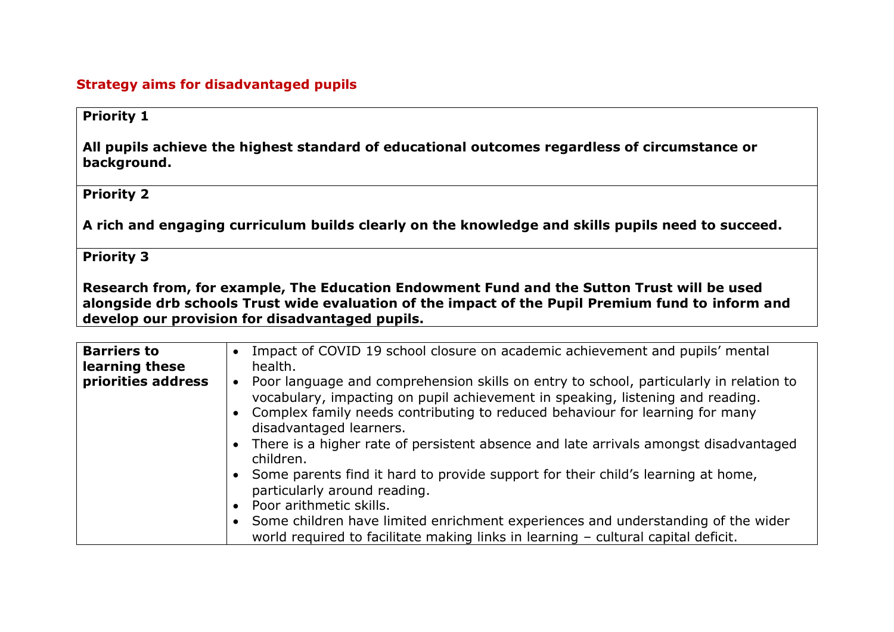## Strategy aims for disadvantaged pupils

| **Priority 1** |
|---|
| **All pupils achieve the highest standard of educational outcomes regardless of circumstance or background.** |
| **Priority 2** |
| **A rich and engaging curriculum builds clearly on the knowledge and skills pupils need to succeed.** |
| **Priority 3** |
| **Research from, for example, The Education Endowment Fund and the Sutton Trust will be used alongside drb schools Trust wide evaluation of the impact of the Pupil Premium fund to inform and develop our provision for disadvantaged pupils.** |

| **Barriers to learning these priorities address** | • Impact of COVID 19 school closure on academic achievement and pupils' mental health.<br>• Poor language and comprehension skills on entry to school, particularly in relation to vocabulary, impacting on pupil achievement in speaking, listening and reading.<br>• Complex family needs contributing to reduced behaviour for learning for many disadvantaged learners.<br>• There is a higher rate of persistent absence and late arrivals amongst disadvantaged children.<br>• Some parents find it hard to provide support for their child's learning at home, particularly around reading.<br>• Poor arithmetic skills.<br>• Some children have limited enrichment experiences and understanding of the wider world required to facilitate making links in learning – cultural capital deficit. |
|---|---|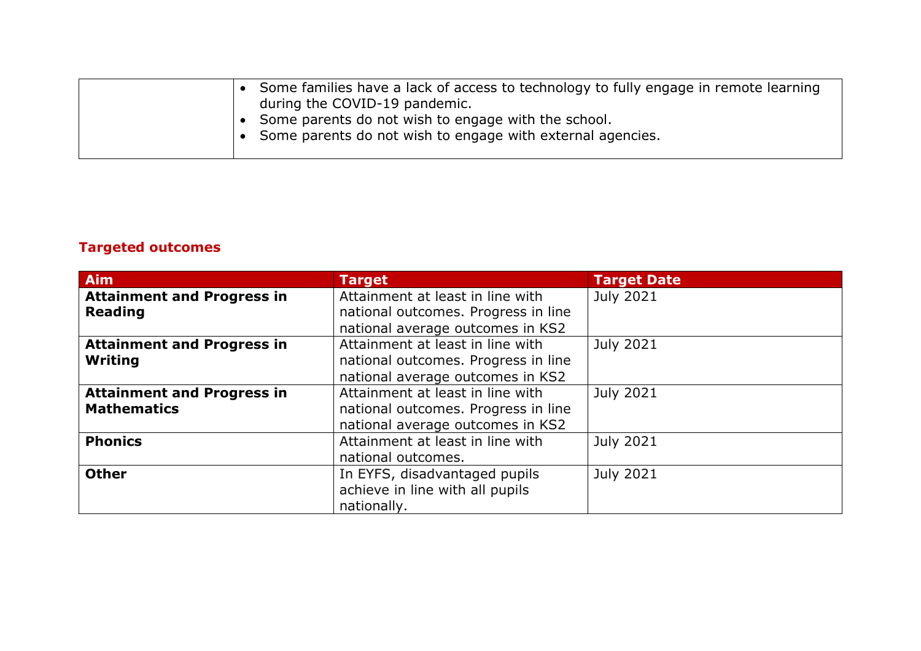| | |
|---|---|
| | • Some families have a lack of access to technology to fully engage in remote learning during the COVID-19 pandemic.<br>• Some parents do not wish to engage with the school.<br>• Some parents do not wish to engage with external agencies. |

## Targeted outcomes

| Aim | Target | Target Date |
|---|---|---|
| **Attainment and Progress in Reading** | Attainment at least in line with national outcomes. Progress in line national average outcomes in KS2 | July 2021 |
| **Attainment and Progress in Writing** | Attainment at least in line with national outcomes. Progress in line national average outcomes in KS2 | July 2021 |
| **Attainment and Progress in Mathematics** | Attainment at least in line with national outcomes. Progress in line national average outcomes in KS2 | July 2021 |
| **Phonics** | Attainment at least in line with national outcomes. | July 2021 |
| **Other** | In EYFS, disadvantaged pupils achieve in line with all pupils nationally. | July 2021 |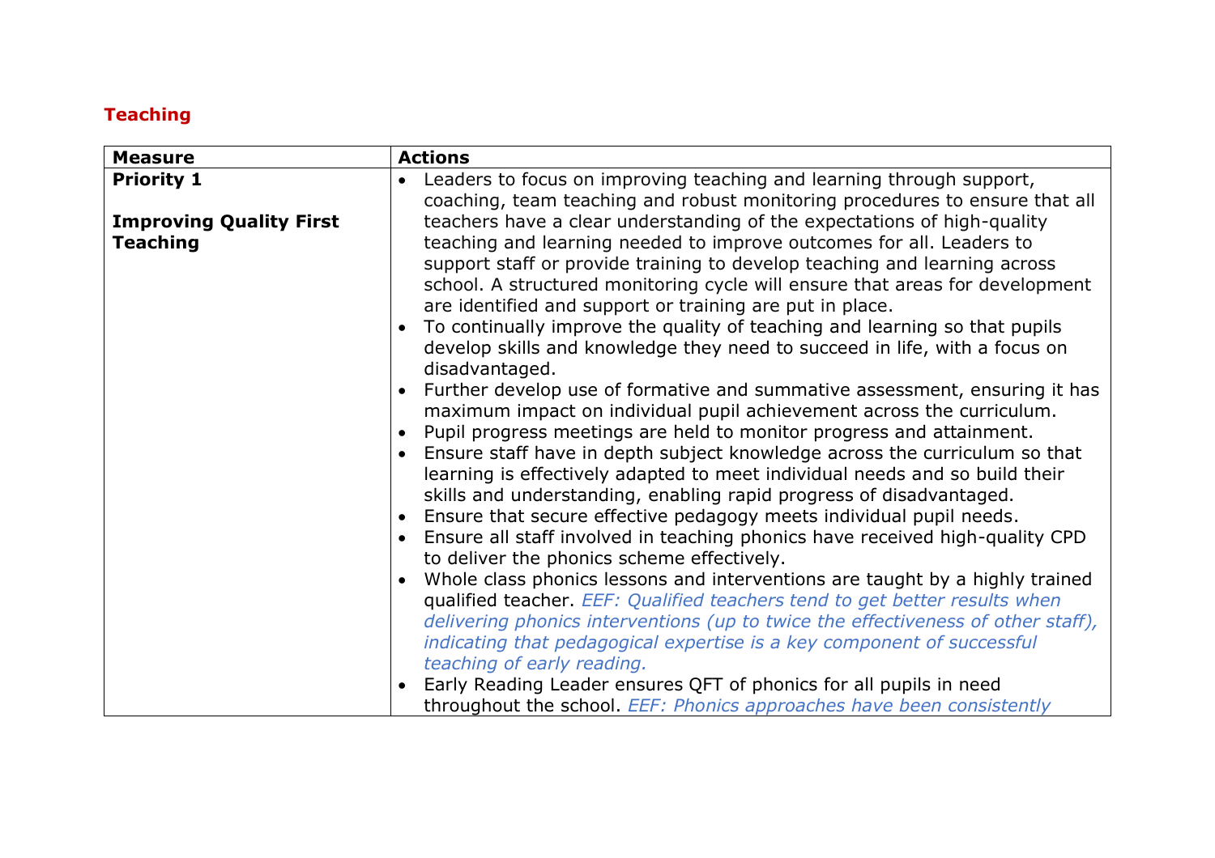## Teaching

| Measure | Actions |
|---|---|
| **Priority 1**<br><br>**Improving Quality First Teaching** | • Leaders to focus on improving teaching and learning through support, coaching, team teaching and robust monitoring procedures to ensure that all teachers have a clear understanding of the expectations of high-quality teaching and learning needed to improve outcomes for all. Leaders to support staff or provide training to develop teaching and learning across school. A structured monitoring cycle will ensure that areas for development are identified and support or training are put in place.<br>• To continually improve the quality of teaching and learning so that pupils develop skills and knowledge they need to succeed in life, with a focus on disadvantaged.<br>• Further develop use of formative and summative assessment, ensuring it has maximum impact on individual pupil achievement across the curriculum.<br>• Pupil progress meetings are held to monitor progress and attainment.<br>• Ensure staff have in depth subject knowledge across the curriculum so that learning is effectively adapted to meet individual needs and so build their skills and understanding, enabling rapid progress of disadvantaged.<br>• Ensure that secure effective pedagogy meets individual pupil needs.<br>• Ensure all staff involved in teaching phonics have received high-quality CPD to deliver the phonics scheme effectively.<br>• Whole class phonics lessons and interventions are taught by a highly trained qualified teacher. *EEF: Qualified teachers tend to get better results when delivering phonics interventions (up to twice the effectiveness of other staff), indicating that pedagogical expertise is a key component of successful teaching of early reading.*<br>• Early Reading Leader ensures QFT of phonics for all pupils in need throughout the school. *EEF: Phonics approaches have been consistently* |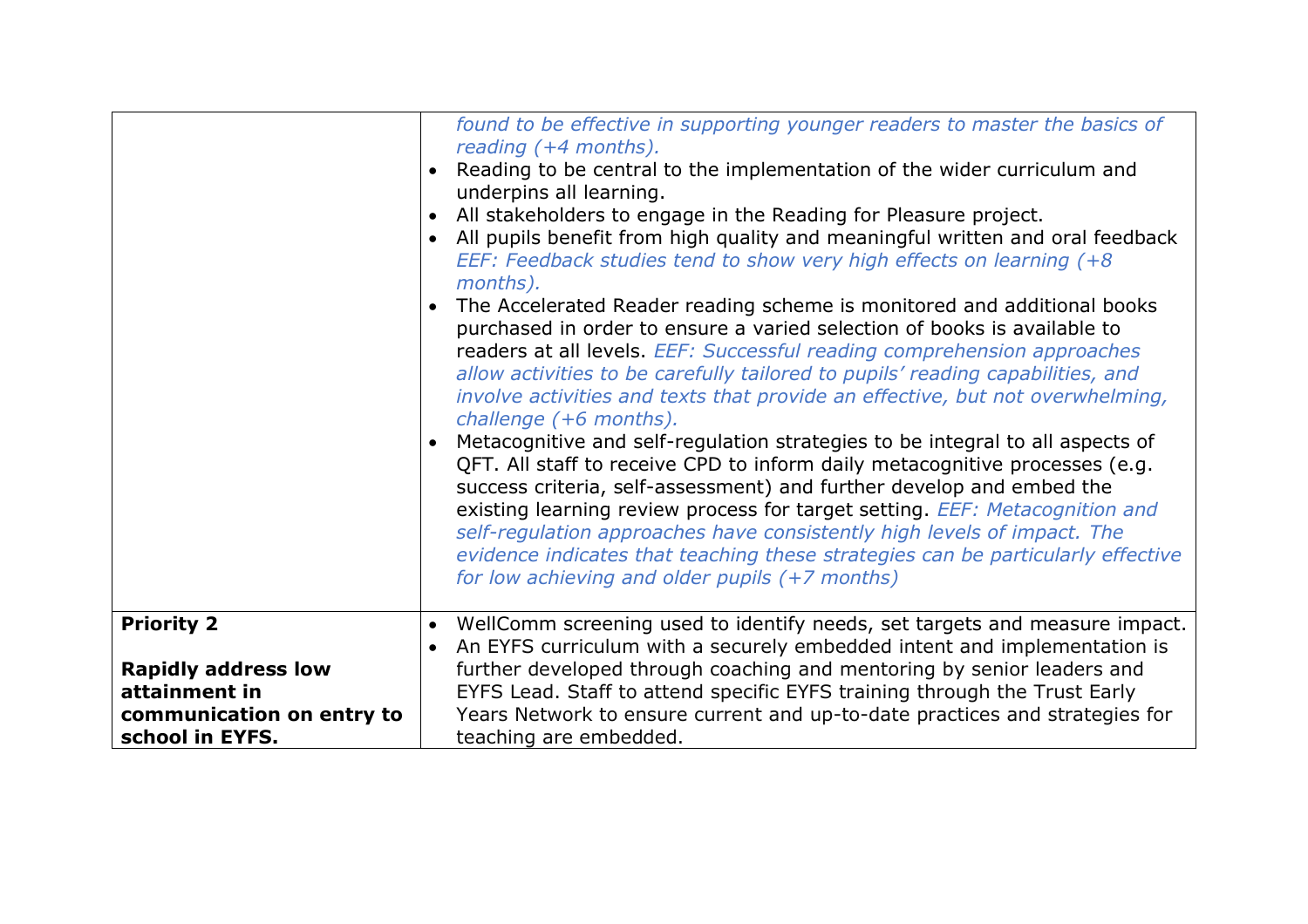| | |
|---|---|
| | *found to be effective in supporting younger readers to master the basics of reading (+4 months).*<br>• Reading to be central to the implementation of the wider curriculum and underpins all learning.<br>• All stakeholders to engage in the Reading for Pleasure project.<br>• All pupils benefit from high quality and meaningful written and oral feedback *EEF: Feedback studies tend to show very high effects on learning (+8 months).*<br>• The Accelerated Reader reading scheme is monitored and additional books purchased in order to ensure a varied selection of books is available to readers at all levels. *EEF: Successful reading comprehension approaches allow activities to be carefully tailored to pupils' reading capabilities, and involve activities and texts that provide an effective, but not overwhelming, challenge (+6 months).*<br>• Metacognitive and self-regulation strategies to be integral to all aspects of QFT. All staff to receive CPD to inform daily metacognitive processes (e.g. success criteria, self-assessment) and further develop and embed the existing learning review process for target setting. *EEF: Metacognition and self-regulation approaches have consistently high levels of impact. The evidence indicates that teaching these strategies can be particularly effective for low achieving and older pupils (+7 months)* |
| **Priority 2**<br><br>**Rapidly address low attainment in communication on entry to school in EYFS.** | • WellComm screening used to identify needs, set targets and measure impact.<br>• An EYFS curriculum with a securely embedded intent and implementation is further developed through coaching and mentoring by senior leaders and EYFS Lead. Staff to attend specific EYFS training through the Trust Early Years Network to ensure current and up-to-date practices and strategies for teaching are embedded. |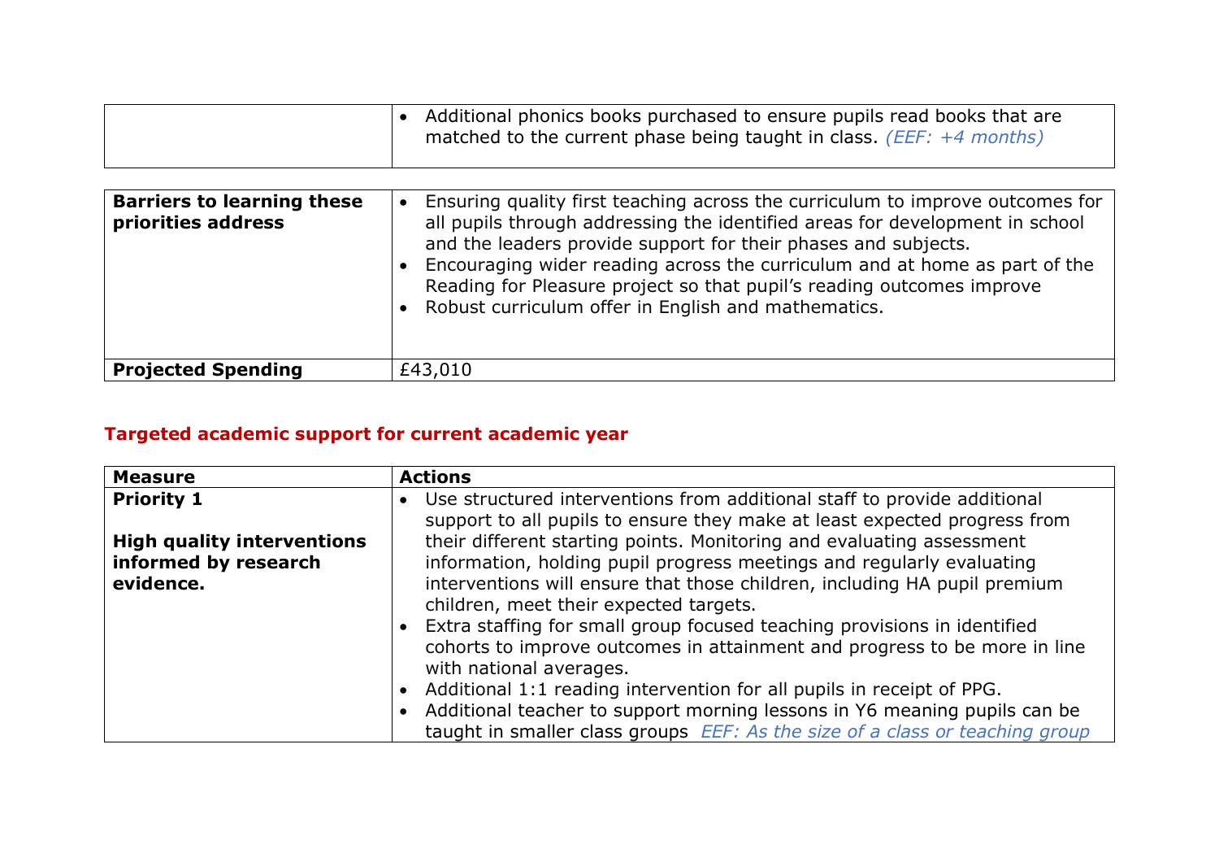| | |
|---|---|
| | • Additional phonics books purchased to ensure pupils read books that are matched to the current phase being taught in class. *(EEF: +4 months)* |

| | |
|---|---|
| **Barriers to learning these priorities address** | • Ensuring quality first teaching across the curriculum to improve outcomes for all pupils through addressing the identified areas for development in school and the leaders provide support for their phases and subjects.<br>• Encouraging wider reading across the curriculum and at home as part of the Reading for Pleasure project so that pupil's reading outcomes improve<br>• Robust curriculum offer in English and mathematics. |
| **Projected Spending** | £43,010 |

## Targeted academic support for current academic year

| **Measure** | **Actions** |
|---|---|
| **Priority 1**<br><br>**High quality interventions informed by research evidence.** | • Use structured interventions from additional staff to provide additional support to all pupils to ensure they make at least expected progress from their different starting points. Monitoring and evaluating assessment information, holding pupil progress meetings and regularly evaluating interventions will ensure that those children, including HA pupil premium children, meet their expected targets.<br>• Extra staffing for small group focused teaching provisions in identified cohorts to improve outcomes in attainment and progress to be more in line with national averages.<br>• Additional 1:1 reading intervention for all pupils in receipt of PPG.<br>• Additional teacher to support morning lessons in Y6 meaning pupils can be taught in smaller class groups *EEF: As the size of a class or teaching group* |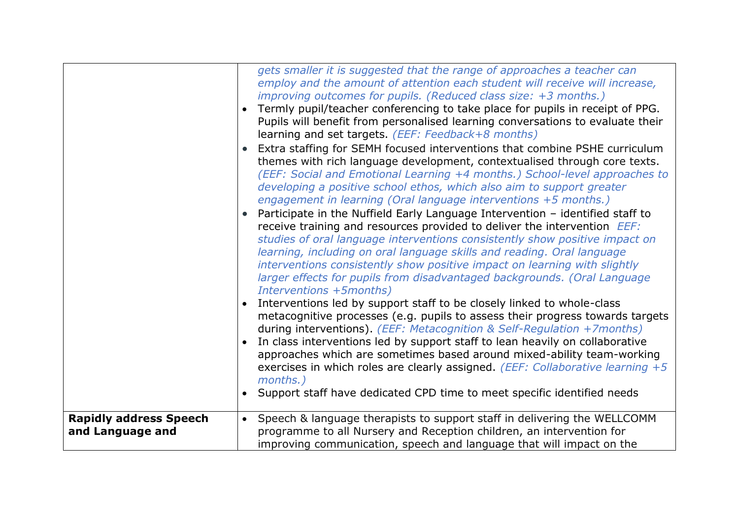| | |
|---|---|
| | *gets smaller it is suggested that the range of approaches a teacher can employ and the amount of attention each student will receive will increase, improving outcomes for pupils. (Reduced class size: +3 months.)*<br>• Termly pupil/teacher conferencing to take place for pupils in receipt of PPG. Pupils will benefit from personalised learning conversations to evaluate their learning and set targets. *(EEF: Feedback+8 months)*<br>• Extra staffing for SEMH focused interventions that combine PSHE curriculum themes with rich language development, contextualised through core texts. *(EEF: Social and Emotional Learning +4 months.) School-level approaches to developing a positive school ethos, which also aim to support greater engagement in learning (Oral language interventions +5 months.)*<br>• Participate in the Nuffield Early Language Intervention – identified staff to receive training and resources provided to deliver the intervention *EEF: studies of oral language interventions consistently show positive impact on learning, including on oral language skills and reading. Oral language interventions consistently show positive impact on learning with slightly larger effects for pupils from disadvantaged backgrounds. (Oral Language Interventions +5months)*<br>• Interventions led by support staff to be closely linked to whole-class metacognitive processes (e.g. pupils to assess their progress towards targets during interventions). *(EEF: Metacognition & Self-Regulation +7months)*<br>• In class interventions led by support staff to lean heavily on collaborative approaches which are sometimes based around mixed-ability team-working exercises in which roles are clearly assigned. *(EEF: Collaborative learning +5 months.)*<br>• Support staff have dedicated CPD time to meet specific identified needs |
| **Rapidly address Speech and Language and** | • Speech & language therapists to support staff in delivering the WELLCOMM programme to all Nursery and Reception children, an intervention for improving communication, speech and language that will impact on the |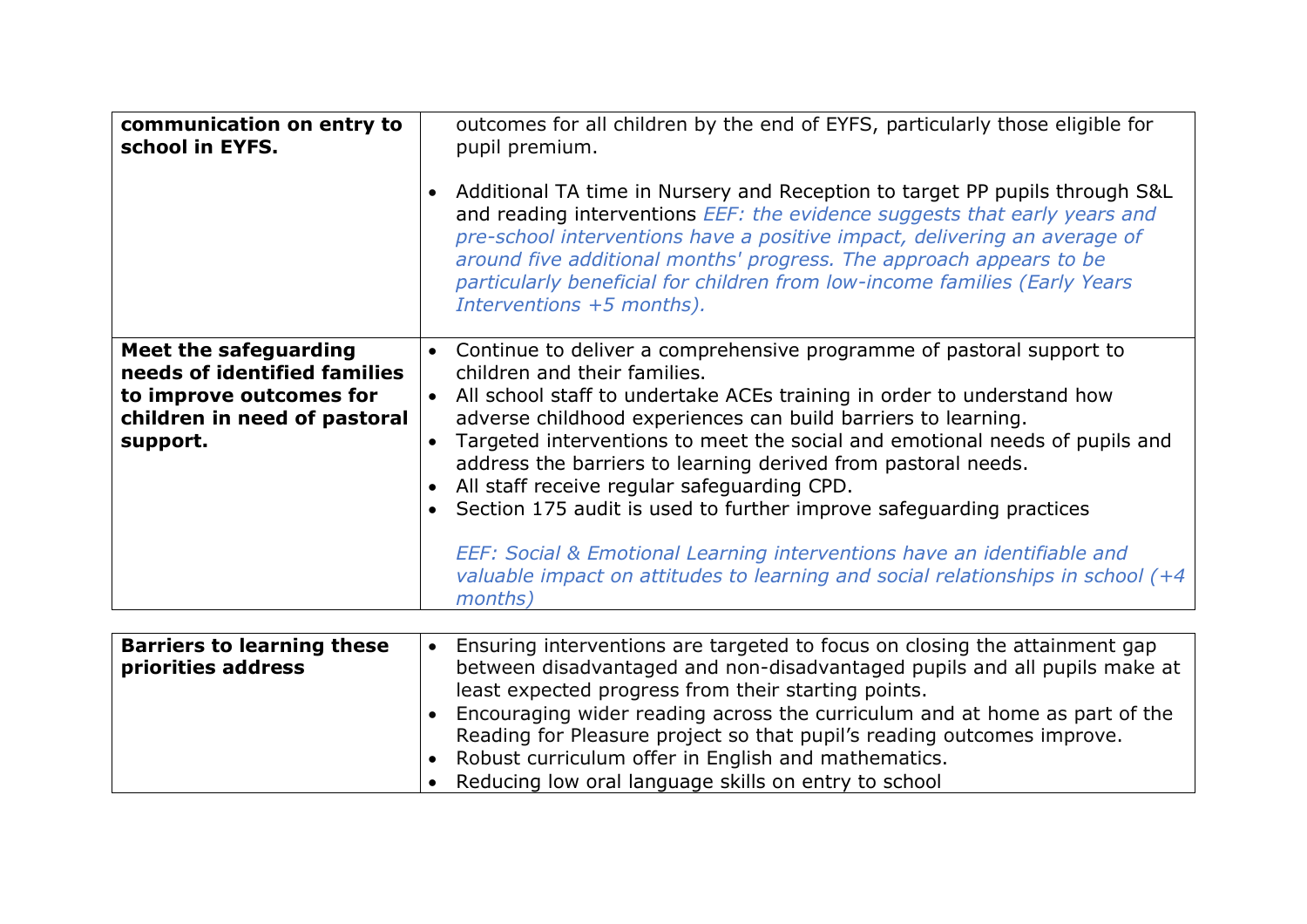| | |
|---|---|
| **communication on entry to school in EYFS.** | outcomes for all children by the end of EYFS, particularly those eligible for pupil premium.<br><br>• Additional TA time in Nursery and Reception to target PP pupils through S&L and reading interventions *EEF: the evidence suggests that early years and pre-school interventions have a positive impact, delivering an average of around five additional months' progress. The approach appears to be particularly beneficial for children from low-income families (Early Years Interventions +5 months).* |
| **Meet the safeguarding needs of identified families to improve outcomes for children in need of pastoral support.** | • Continue to deliver a comprehensive programme of pastoral support to children and their families.<br>• All school staff to undertake ACEs training in order to understand how adverse childhood experiences can build barriers to learning.<br>• Targeted interventions to meet the social and emotional needs of pupils and address the barriers to learning derived from pastoral needs.<br>• All staff receive regular safeguarding CPD.<br>• Section 175 audit is used to further improve safeguarding practices<br><br>*EEF: Social & Emotional Learning interventions have an identifiable and valuable impact on attitudes to learning and social relationships in school (+4 months)* |

| | |
|---|---|
| **Barriers to learning these priorities address** | • Ensuring interventions are targeted to focus on closing the attainment gap between disadvantaged and non-disadvantaged pupils and all pupils make at least expected progress from their starting points.<br>• Encouraging wider reading across the curriculum and at home as part of the Reading for Pleasure project so that pupil's reading outcomes improve.<br>• Robust curriculum offer in English and mathematics.<br>• Reducing low oral language skills on entry to school |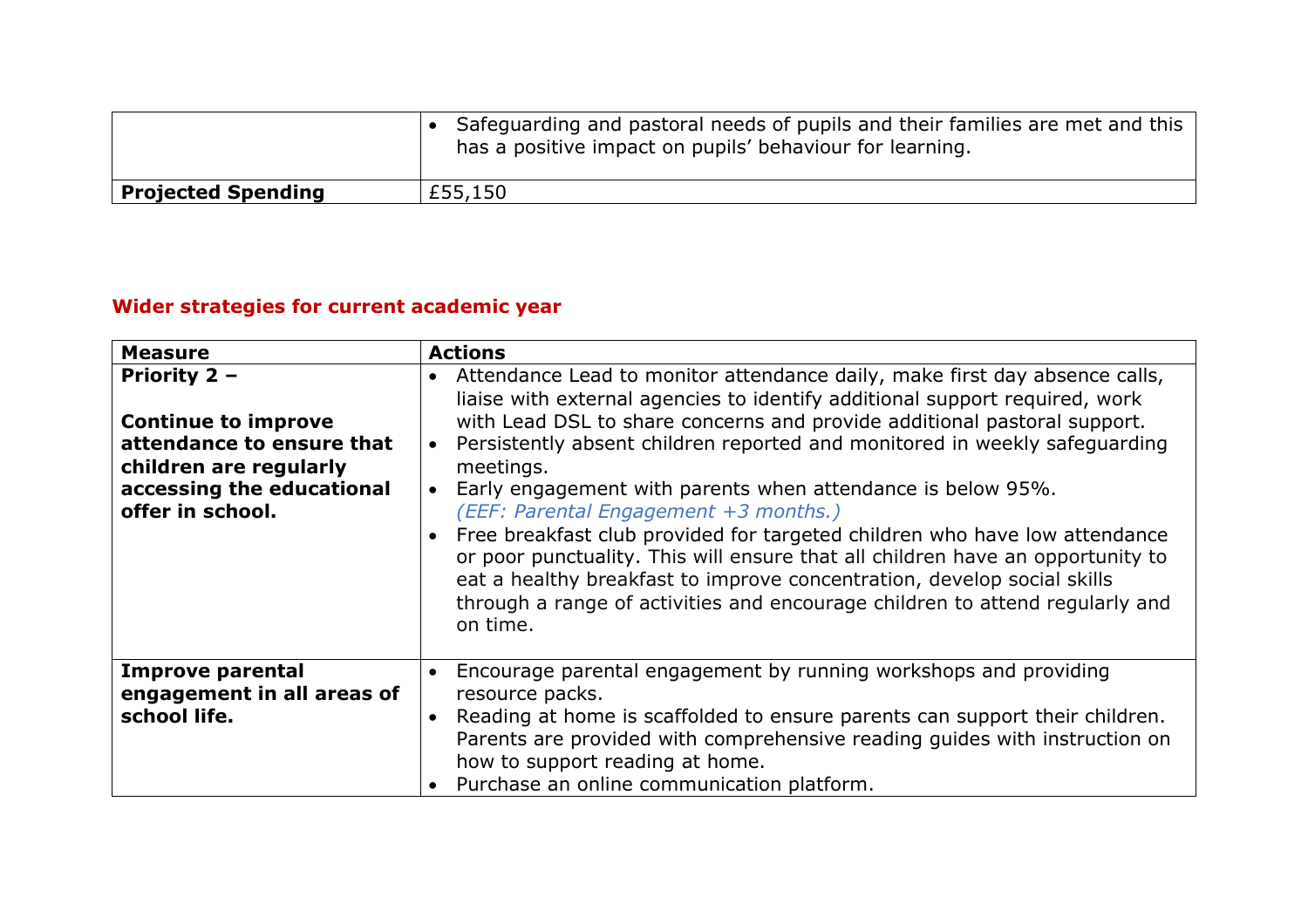| | |
|---|---|
| | • Safeguarding and pastoral needs of pupils and their families are met and this has a positive impact on pupils' behaviour for learning. |
| **Projected Spending** | £55,150 |

## Wider strategies for current academic year

| Measure | Actions |
|---|---|
| **Priority 2 –**<br><br>**Continue to improve attendance to ensure that children are regularly accessing the educational offer in school.** | • Attendance Lead to monitor attendance daily, make first day absence calls, liaise with external agencies to identify additional support required, work with Lead DSL to share concerns and provide additional pastoral support.<br>• Persistently absent children reported and monitored in weekly safeguarding meetings.<br>• Early engagement with parents when attendance is below 95%. *(EEF: Parental Engagement +3 months.)*<br>• Free breakfast club provided for targeted children who have low attendance or poor punctuality. This will ensure that all children have an opportunity to eat a healthy breakfast to improve concentration, develop social skills through a range of activities and encourage children to attend regularly and on time. |
| **Improve parental engagement in all areas of school life.** | • Encourage parental engagement by running workshops and providing resource packs.<br>• Reading at home is scaffolded to ensure parents can support their children. Parents are provided with comprehensive reading guides with instruction on how to support reading at home.<br>• Purchase an online communication platform. |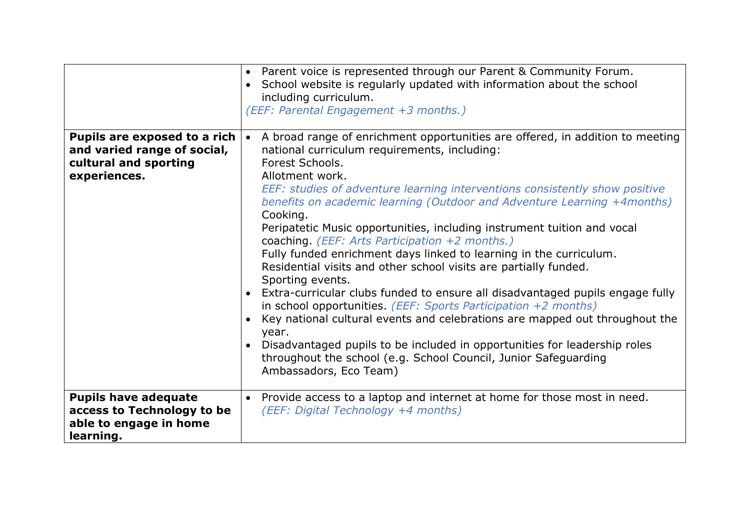| | |
|---|---|
| | • Parent voice is represented through our Parent & Community Forum.<br>• School website is regularly updated with information about the school including curriculum.<br>*(EEF: Parental Engagement +3 months.)* |
| **Pupils are exposed to a rich and varied range of social, cultural and sporting experiences.** | • A broad range of enrichment opportunities are offered, in addition to meeting national curriculum requirements, including:<br>Forest Schools.<br>Allotment work.<br>*EEF: studies of adventure learning interventions consistently show positive benefits on academic learning (Outdoor and Adventure Learning +4months)*<br>Cooking.<br>Peripatetic Music opportunities, including instrument tuition and vocal coaching. *(EEF: Arts Participation +2 months.)*<br>Fully funded enrichment days linked to learning in the curriculum.<br>Residential visits and other school visits are partially funded.<br>Sporting events.<br>• Extra-curricular clubs funded to ensure all disadvantaged pupils engage fully in school opportunities. *(EEF: Sports Participation +2 months)*<br>• Key national cultural events and celebrations are mapped out throughout the year.<br>• Disadvantaged pupils to be included in opportunities for leadership roles throughout the school (e.g. School Council, Junior Safeguarding Ambassadors, Eco Team) |
| **Pupils have adequate access to Technology to be able to engage in home learning.** | • Provide access to a laptop and internet at home for those most in need.<br>*(EEF: Digital Technology +4 months)* |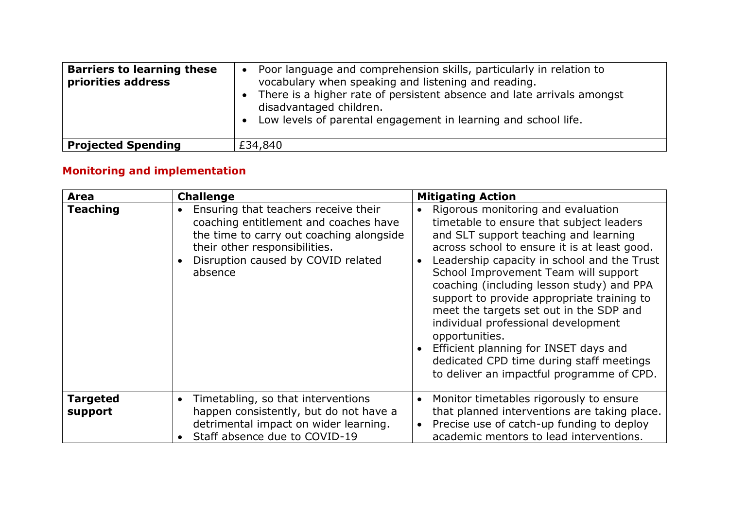| | |
|---|---|
| **Barriers to learning these priorities address** | • Poor language and comprehension skills, particularly in relation to vocabulary when speaking and listening and reading.<br>• There is a higher rate of persistent absence and late arrivals amongst disadvantaged children.<br>• Low levels of parental engagement in learning and school life. |
| **Projected Spending** | £34,840 |

## Monitoring and implementation

| Area | Challenge | Mitigating Action |
|---|---|---|
| **Teaching** | • Ensuring that teachers receive their coaching entitlement and coaches have the time to carry out coaching alongside their other responsibilities.<br>• Disruption caused by COVID related absence | • Rigorous monitoring and evaluation timetable to ensure that subject leaders and SLT support teaching and learning across school to ensure it is at least good.<br>• Leadership capacity in school and the Trust School Improvement Team will support coaching (including lesson study) and PPA support to provide appropriate training to meet the targets set out in the SDP and individual professional development opportunities.<br>• Efficient planning for INSET days and dedicated CPD time during staff meetings to deliver an impactful programme of CPD. |
| **Targeted support** | • Timetabling, so that interventions happen consistently, but do not have a detrimental impact on wider learning.<br>• Staff absence due to COVID-19 | • Monitor timetables rigorously to ensure that planned interventions are taking place.<br>• Precise use of catch-up funding to deploy academic mentors to lead interventions. |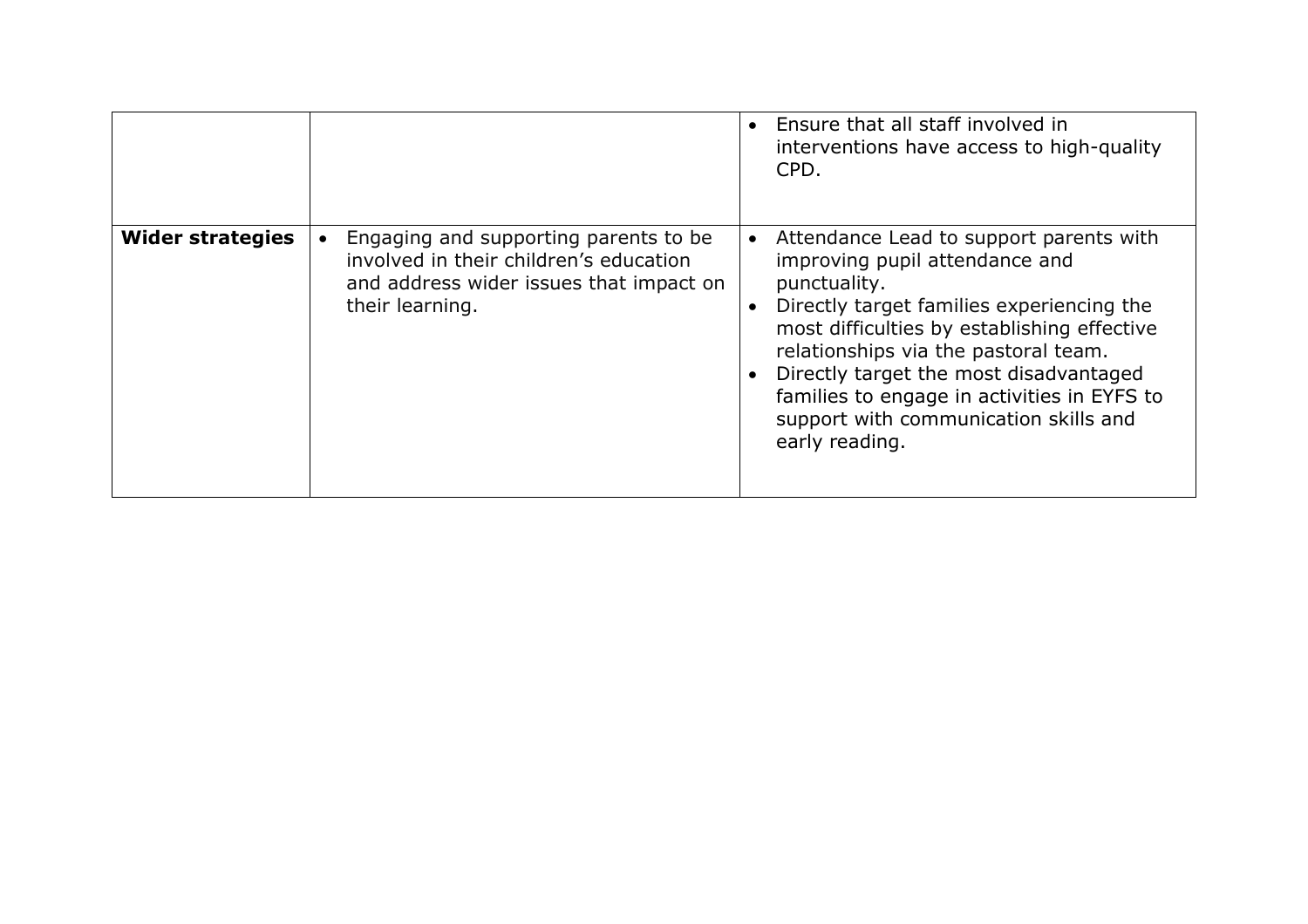| | | |
|---|---|---|
| | | • Ensure that all staff involved in interventions have access to high-quality CPD. |
| **Wider strategies** | • Engaging and supporting parents to be involved in their children's education and address wider issues that impact on their learning. | • Attendance Lead to support parents with improving pupil attendance and punctuality.<br>• Directly target families experiencing the most difficulties by establishing effective relationships via the pastoral team.<br>• Directly target the most disadvantaged families to engage in activities in EYFS to support with communication skills and early reading. |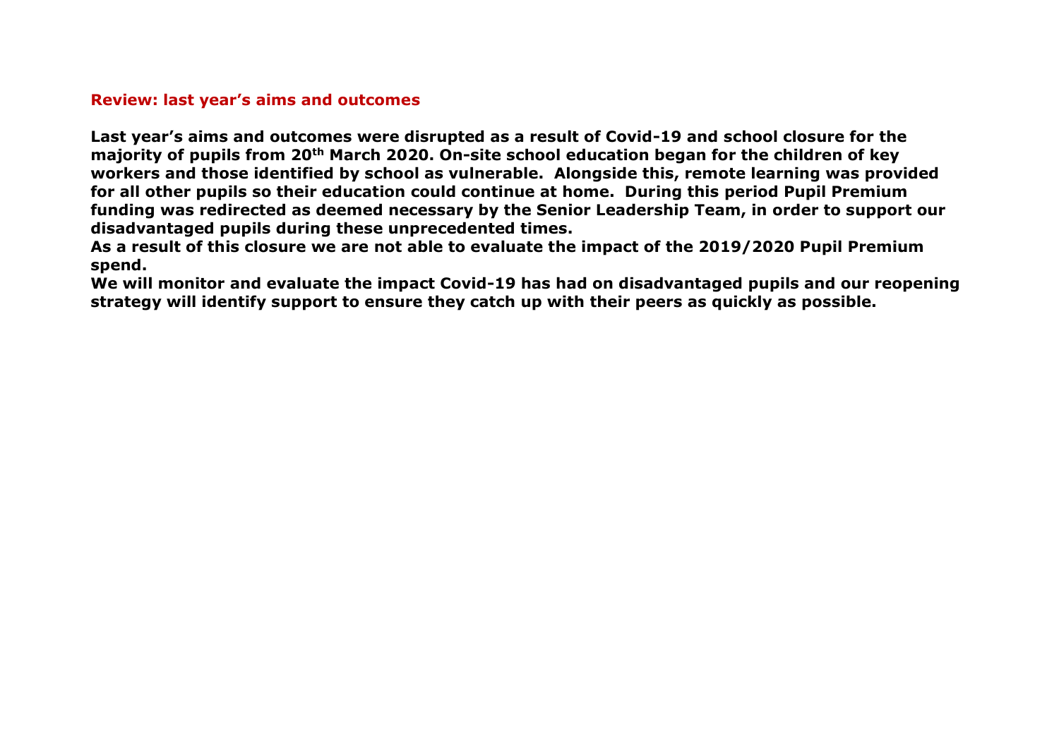## Review: last year's aims and outcomes

**Last year's aims and outcomes were disrupted as a result of Covid-19 and school closure for the majority of pupils from 20th March 2020. On-site school education began for the children of key workers and those identified by school as vulnerable. Alongside this, remote learning was provided for all other pupils so their education could continue at home. During this period Pupil Premium funding was redirected as deemed necessary by the Senior Leadership Team, in order to support our disadvantaged pupils during these unprecedented times.**

**As a result of this closure we are not able to evaluate the impact of the 2019/2020 Pupil Premium spend.**

**We will monitor and evaluate the impact Covid-19 has had on disadvantaged pupils and our reopening strategy will identify support to ensure they catch up with their peers as quickly as possible.**